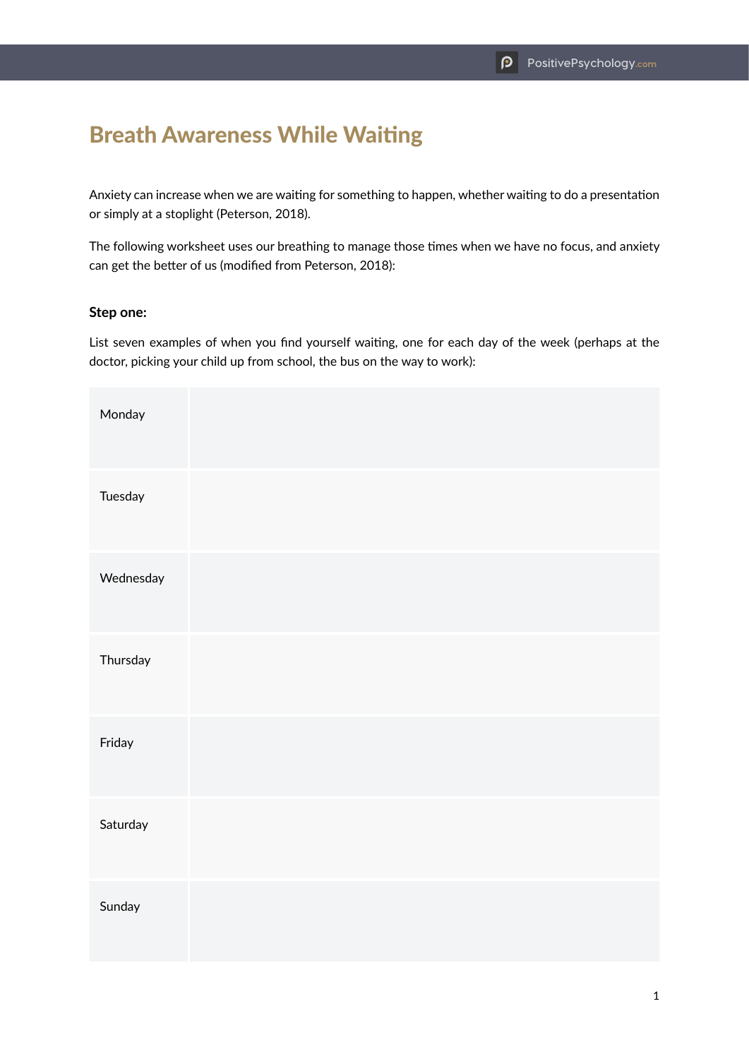# Breath Awareness While Waiting

Anxiety can increase when we are waiting for something to happen, whether waiting to do a presentation or simply at a stoplight (Peterson, 2018).

The following worksheet uses our breathing to manage those times when we have no focus, and anxiety can get the better of us (modified from Peterson, 2018):

**Step one:**

List seven examples of when you find yourself waiting, one for each day of the week (perhaps at the doctor, picking your child up from school, the bus on the way to work):

| | |
|---|---|
| Monday | |
| Tuesday | |
| Wednesday | |
| Thursday | |
| Friday | |
| Saturday | |
| Sunday | |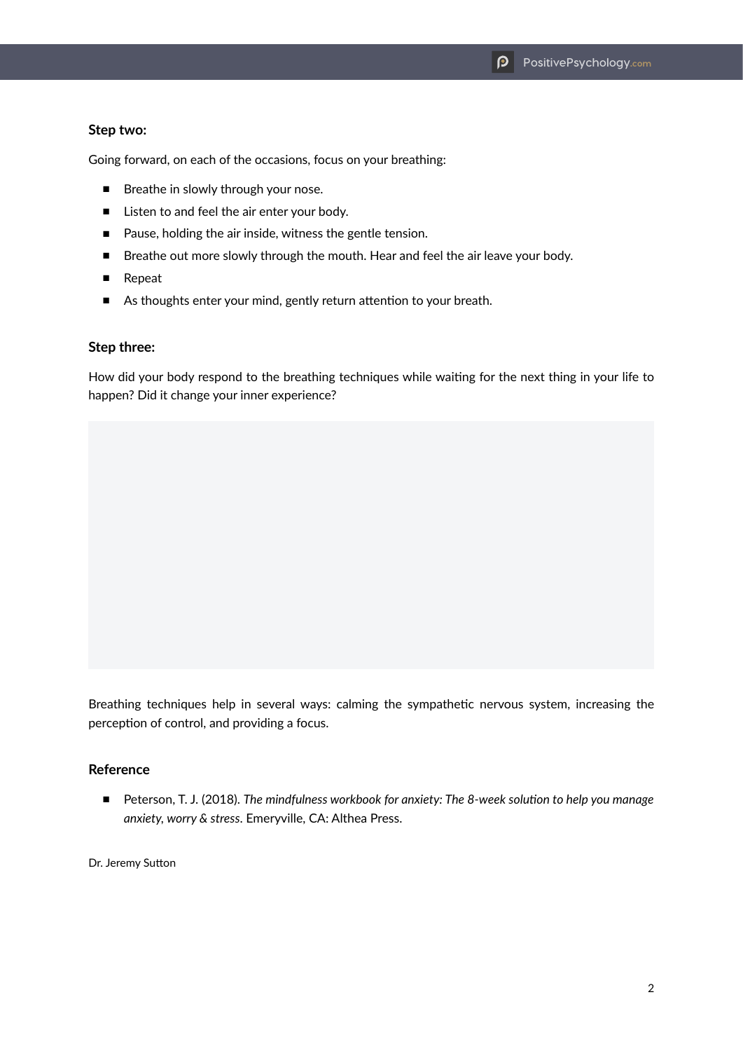**Step two:**

Going forward, on each of the occasions, focus on your breathing:

- Breathe in slowly through your nose.
- Listen to and feel the air enter your body.
- Pause, holding the air inside, witness the gentle tension.
- Breathe out more slowly through the mouth. Hear and feel the air leave your body.
- Repeat
- As thoughts enter your mind, gently return attention to your breath.

**Step three:**

How did your body respond to the breathing techniques while waiting for the next thing in your life to happen? Did it change your inner experience?

Breathing techniques help in several ways: calming the sympathetic nervous system, increasing the perception of control, and providing a focus.

## Reference

- Peterson, T. J. (2018). *The mindfulness workbook for anxiety: The 8-week solution to help you manage anxiety, worry & stress*. Emeryville, CA: Althea Press.

Dr. Jeremy Sutton